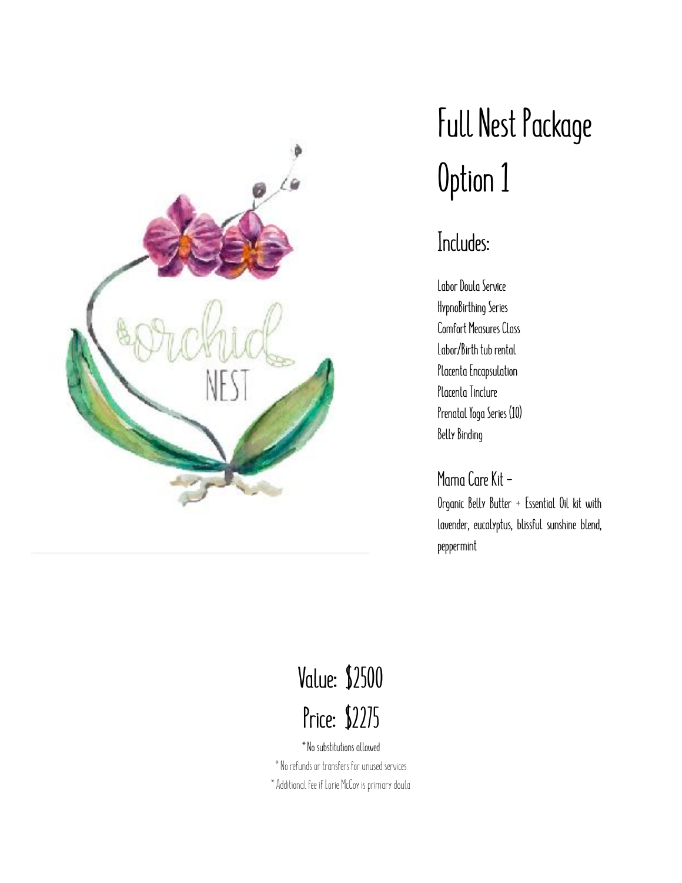# Full Nest Package

# Option 1

## Includes:

Labor Doula Service
HypnoBirthing Series
Comfort Measures Class
Labor/Birth tub rental
Placenta Encapsulation
Placenta Tincture
Prenatal Yoga Series (10)
Belly Binding

### Mama Care Kit –

Organic Belly Butter + Essential Oil kit with lavender, eucalyptus, blissful sunshine blend, peppermint

## Value: $2500

## Price: $2275

*No substitutions allowed

*No refunds or transfers for unused services

*Additional fee if Larie McCoy is primary doula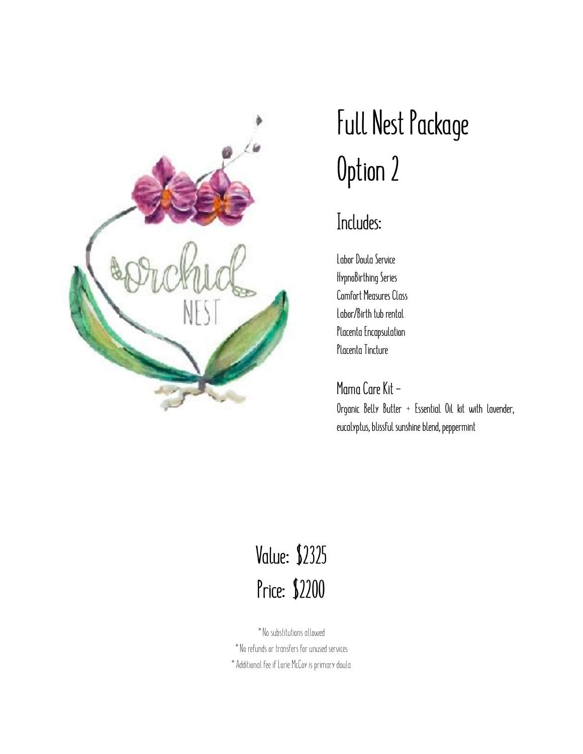# Full Nest Package Option 2

## Includes:

Labor Doula Service
HypnoBirthing Series
Comfort Measures Class
Labor/Birth tub rental
Placenta Encapsulation
Placenta Tincture

### Mama Care Kit –

Organic Belly Butter + Essential Oil kit with lavender, eucalyptus, blissful sunshine blend, peppermint

## Value: $2325
## Price: $2200

* No substitutions allowed
* No refunds or transfers for unused services
* Additional fee if Lorie McCoy is primary doula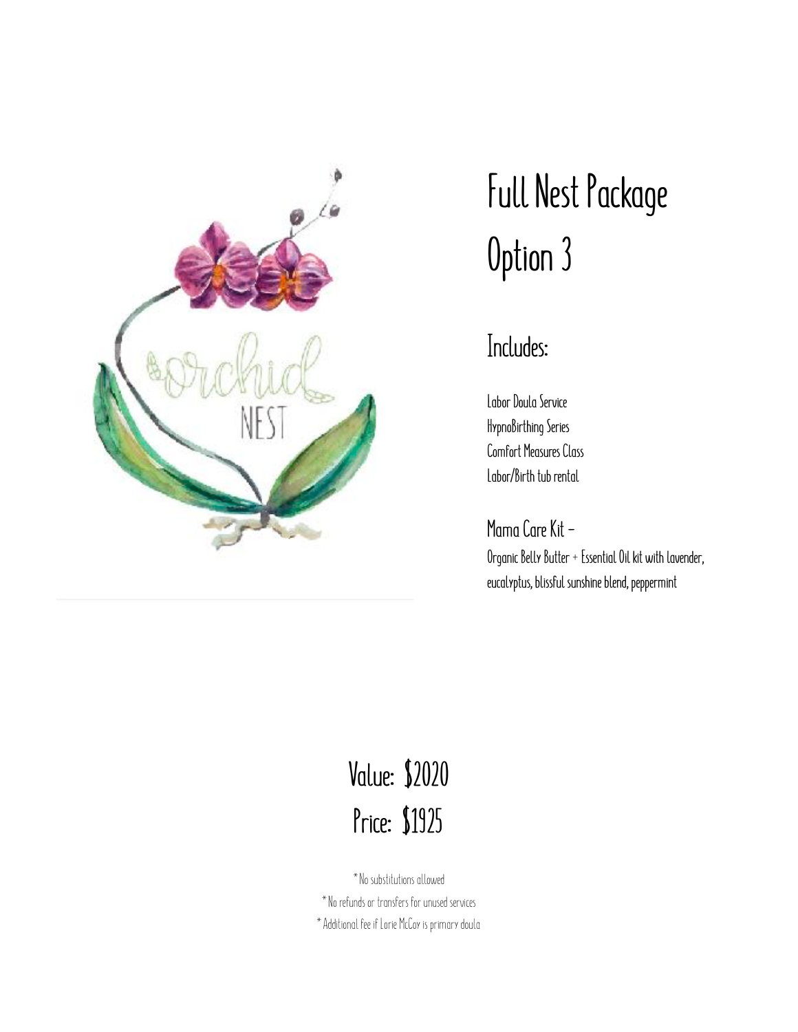# Full Nest Package Option 3

## Includes:

Labor Doula Service
HypnoBirthing Series
Comfort Measures Class
Labor/Birth tub rental

### Mama Care Kit –

Organic Belly Butter + Essential Oil kit with lavender, eucalyptus, blissful sunshine blend, peppermint

## Value: $2020
## Price: $1925

*No substitutions allowed
*No refunds or transfers for unused services
*Additional fee if Larie McCoy is primary doula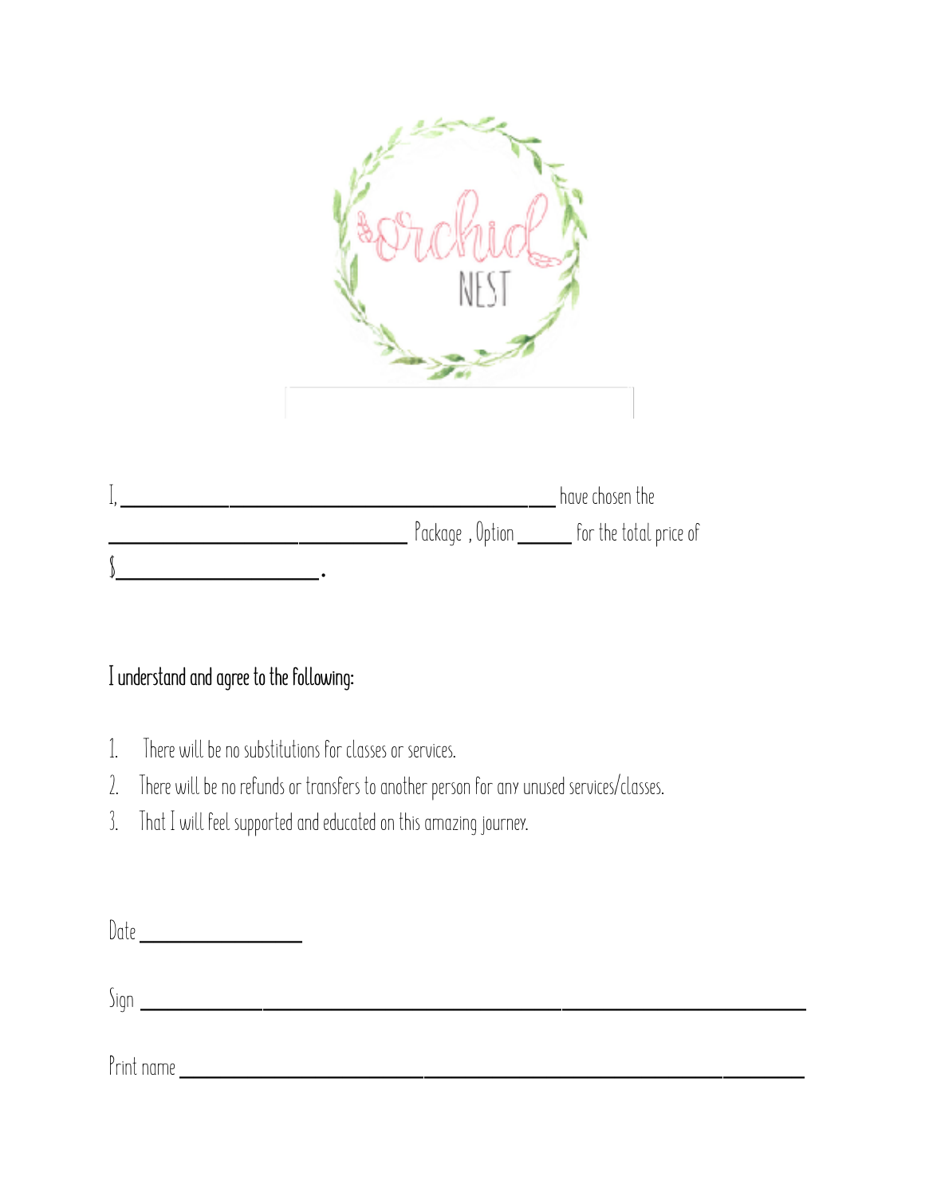orchid NEST

I, ______________________________________ have chosen the ______________________________ Package , Option _____ for the total price of $__________________.

I understand and agree to the following:

1. There will be no substitutions for classes or services.
2. There will be no refunds or transfers to another person for any unused services/classes.
3. That I will feel supported and educated on this amazing journey.

Date ______________

Sign ______________________________________________________________

Print name ________________________________________________________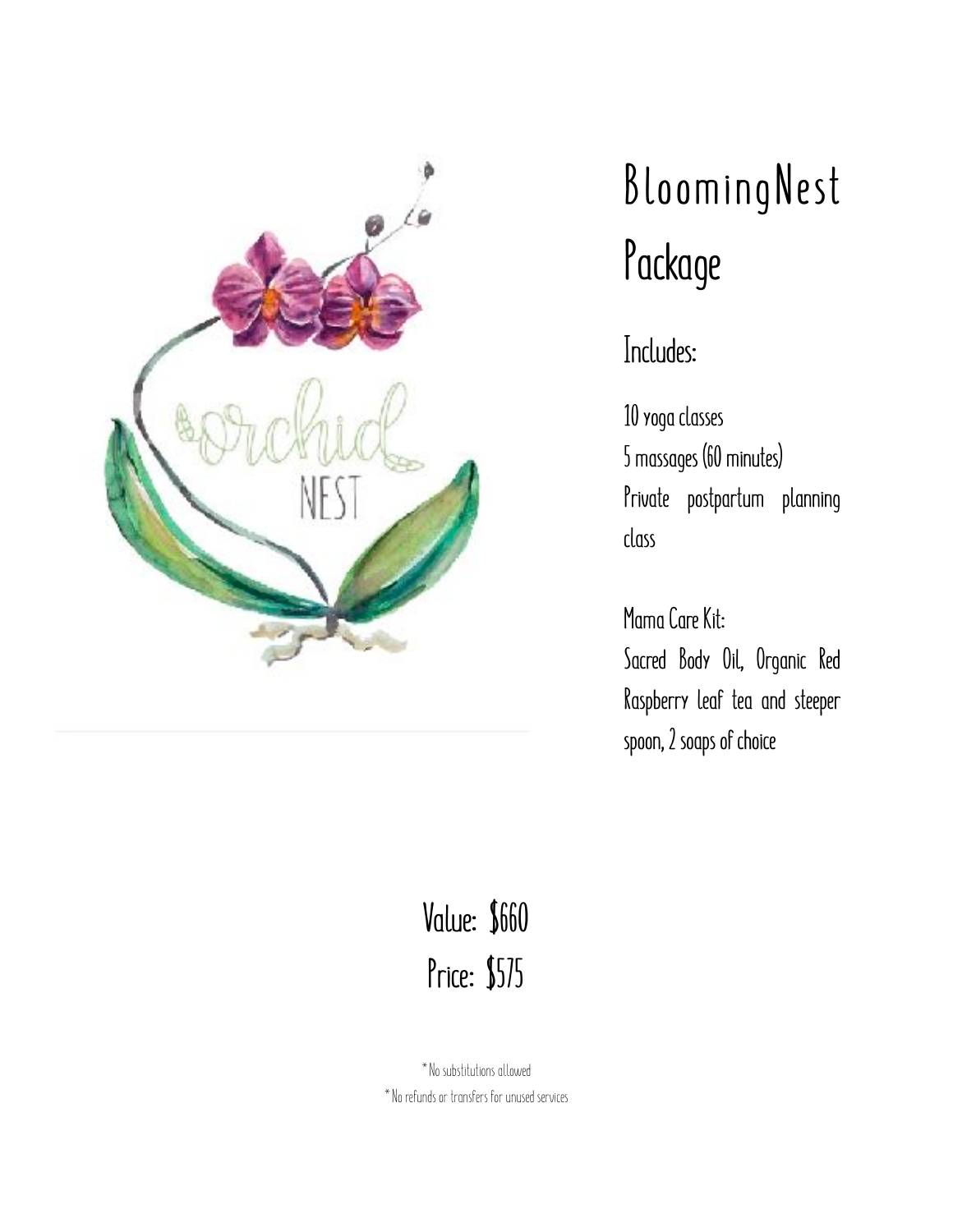# BloomingNest Package

Includes:

10 yoga classes
5 massages (60 minutes)
Private postpartum planning class

Mama Care Kit:
Sacred Body Oil, Organic Red Raspberry leaf tea and steeper spoon, 2 soaps of choice

Value: $660
Price: $575

*No substitutions allowed
*No refunds or transfers for unused services